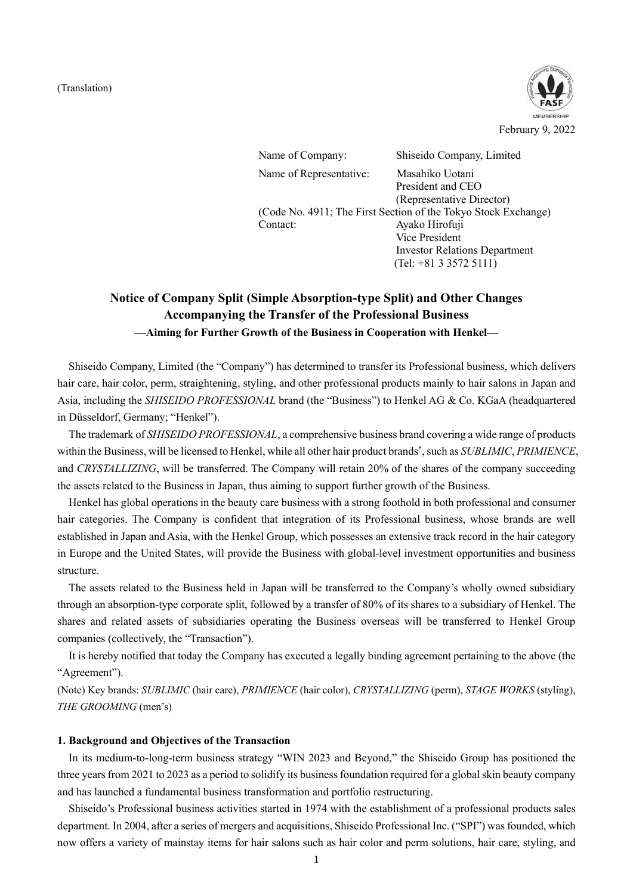(Translation)

February 9, 2022

Name of Company: Shiseido Company, Limited
Name of Representative: Masahiko Uotani
President and CEO
(Representative Director)
(Code No. 4911; The First Section of the Tokyo Stock Exchange)
Contact: Ayako Hirofuji
Vice President
Investor Relations Department
(Tel: +81 3 3572 5111)

# Notice of Company Split (Simple Absorption-type Split) and Other Changes Accompanying the Transfer of the Professional Business

**—Aiming for Further Growth of the Business in Cooperation with Henkel—**

Shiseido Company, Limited (the "Company") has determined to transfer its Professional business, which delivers hair care, hair color, perm, straightening, styling, and other professional products mainly to hair salons in Japan and Asia, including the *SHISEIDO PROFESSIONAL* brand (the "Business") to Henkel AG & Co. KGaA (headquartered in Düsseldorf, Germany; "Henkel").

The trademark of *SHISEIDO PROFESSIONAL*, a comprehensive business brand covering a wide range of products within the Business, will be licensed to Henkel, while all other hair product brands*, such as *SUBLIMIC*, *PRIMIENCE*, and *CRYSTALLIZING*, will be transferred. The Company will retain 20% of the shares of the company succeeding the assets related to the Business in Japan, thus aiming to support further growth of the Business.

Henkel has global operations in the beauty care business with a strong foothold in both professional and consumer hair categories. The Company is confident that integration of its Professional business, whose brands are well established in Japan and Asia, with the Henkel Group, which possesses an extensive track record in the hair category in Europe and the United States, will provide the Business with global-level investment opportunities and business structure.

The assets related to the Business held in Japan will be transferred to the Company's wholly owned subsidiary through an absorption-type corporate split, followed by a transfer of 80% of its shares to a subsidiary of Henkel. The shares and related assets of subsidiaries operating the Business overseas will be transferred to Henkel Group companies (collectively, the "Transaction").

It is hereby notified that today the Company has executed a legally binding agreement pertaining to the above (the "Agreement").

(Note) Key brands: *SUBLIMIC* (hair care), *PRIMIENCE* (hair color), *CRYSTALLIZING* (perm), *STAGE WORKS* (styling), *THE GROOMING* (men's)

### 1. Background and Objectives of the Transaction

In its medium-to-long-term business strategy "WIN 2023 and Beyond," the Shiseido Group has positioned the three years from 2021 to 2023 as a period to solidify its business foundation required for a global skin beauty company and has launched a fundamental business transformation and portfolio restructuring.

Shiseido's Professional business activities started in 1974 with the establishment of a professional products sales department. In 2004, after a series of mergers and acquisitions, Shiseido Professional Inc. ("SPI") was founded, which now offers a variety of mainstay items for hair salons such as hair color and perm solutions, hair care, styling, and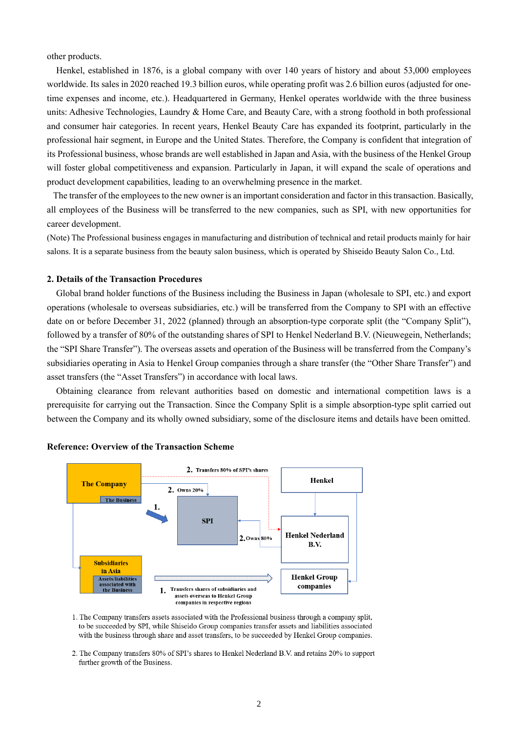other products.

Henkel, established in 1876, is a global company with over 140 years of history and about 53,000 employees worldwide. Its sales in 2020 reached 19.3 billion euros, while operating profit was 2.6 billion euros (adjusted for one-time expenses and income, etc.). Headquartered in Germany, Henkel operates worldwide with the three business units: Adhesive Technologies, Laundry & Home Care, and Beauty Care, with a strong foothold in both professional and consumer hair categories. In recent years, Henkel Beauty Care has expanded its footprint, particularly in the professional hair segment, in Europe and the United States. Therefore, the Company is confident that integration of its Professional business, whose brands are well established in Japan and Asia, with the business of the Henkel Group will foster global competitiveness and expansion. Particularly in Japan, it will expand the scale of operations and product development capabilities, leading to an overwhelming presence in the market.

The transfer of the employees to the new owner is an important consideration and factor in this transaction. Basically, all employees of the Business will be transferred to the new companies, such as SPI, with new opportunities for career development.

(Note) The Professional business engages in manufacturing and distribution of technical and retail products mainly for hair salons. It is a separate business from the beauty salon business, which is operated by Shiseido Beauty Salon Co., Ltd.

**2. Details of the Transaction Procedures**

Global brand holder functions of the Business including the Business in Japan (wholesale to SPI, etc.) and export operations (wholesale to overseas subsidiaries, etc.) will be transferred from the Company to SPI with an effective date on or before December 31, 2022 (planned) through an absorption-type corporate split (the "Company Split"), followed by a transfer of 80% of the outstanding shares of SPI to Henkel Nederland B.V. (Nieuwegein, Netherlands; the "SPI Share Transfer"). The overseas assets and operation of the Business will be transferred from the Company's subsidiaries operating in Asia to Henkel Group companies through a share transfer (the "Other Share Transfer") and asset transfers (the "Asset Transfers") in accordance with local laws.

Obtaining clearance from relevant authorities based on domestic and international competition laws is a prerequisite for carrying out the Transaction. Since the Company Split is a simple absorption-type split carried out between the Company and its wholly owned subsidiary, some of the disclosure items and details have been omitted.

**Reference: Overview of the Transaction Scheme**

The Company
The Business
1.
2. Transfers 80% of SPI's shares
2. Owns 20%
SPI
2. Owns 80%
Henkel
Henkel Nederland B.V.
Subsidiaries in Asia
Assets/liabilities associated with the Business
1. Transfers shares of subsidiaries and assets overseas to Henkel Group companies in respective regions
Henkel Group companies

1. The Company transfers assets associated with the Professional business through a company split, to be succeeded by SPI, while Shiseido Group companies transfer assets and liabilities associated with the business through share and asset transfers, to be succeeded by Henkel Group companies.

2. The Company transfers 80% of SPI's shares to Henkel Nederland B.V. and retains 20% to support further growth of the Business.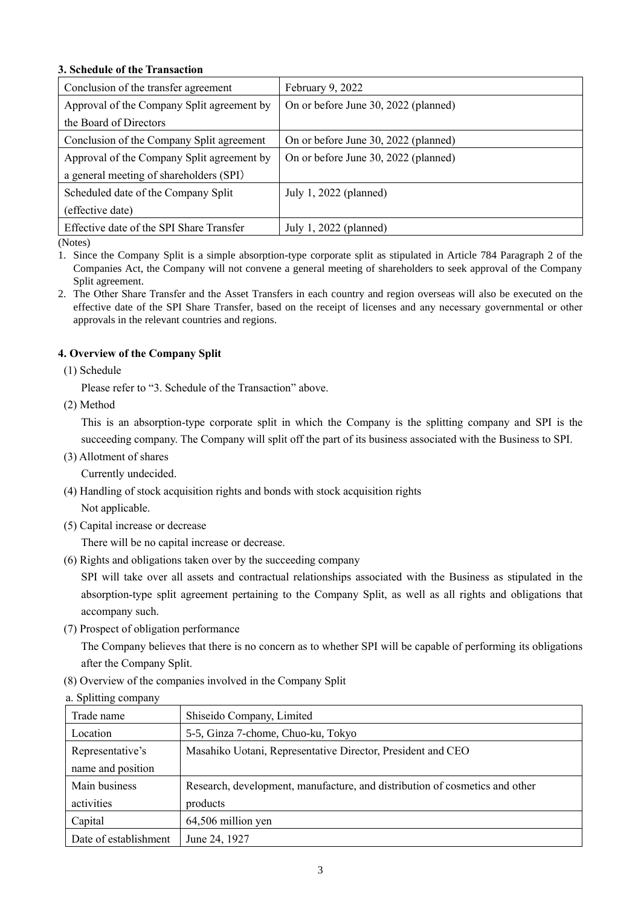### 3. Schedule of the Transaction

| Conclusion of the transfer agreement | February 9, 2022 |
|---|---|
| Approval of the Company Split agreement by the Board of Directors | On or before June 30, 2022 (planned) |
| Conclusion of the Company Split agreement | On or before June 30, 2022 (planned) |
| Approval of the Company Split agreement by a general meeting of shareholders (SPI) | On or before June 30, 2022 (planned) |
| Scheduled date of the Company Split (effective date) | July 1, 2022 (planned) |
| Effective date of the SPI Share Transfer | July 1, 2022 (planned) |

(Notes)

1. Since the Company Split is a simple absorption-type corporate split as stipulated in Article 784 Paragraph 2 of the Companies Act, the Company will not convene a general meeting of shareholders to seek approval of the Company Split agreement.
2. The Other Share Transfer and the Asset Transfers in each country and region overseas will also be executed on the effective date of the SPI Share Transfer, based on the receipt of licenses and any necessary governmental or other approvals in the relevant countries and regions.

### 4. Overview of the Company Split

(1) Schedule

Please refer to "3. Schedule of the Transaction" above.

(2) Method

This is an absorption-type corporate split in which the Company is the splitting company and SPI is the succeeding company. The Company will split off the part of its business associated with the Business to SPI.

(3) Allotment of shares

Currently undecided.

(4) Handling of stock acquisition rights and bonds with stock acquisition rights

Not applicable.

(5) Capital increase or decrease

There will be no capital increase or decrease.

(6) Rights and obligations taken over by the succeeding company

SPI will take over all assets and contractual relationships associated with the Business as stipulated in the absorption-type split agreement pertaining to the Company Split, as well as all rights and obligations that accompany such.

(7) Prospect of obligation performance

The Company believes that there is no concern as to whether SPI will be capable of performing its obligations after the Company Split.

(8) Overview of the companies involved in the Company Split

a. Splitting company

| Trade name | Shiseido Company, Limited |
|---|---|
| Location | 5-5, Ginza 7-chome, Chuo-ku, Tokyo |
| Representative's name and position | Masahiko Uotani, Representative Director, President and CEO |
| Main business activities | Research, development, manufacture, and distribution of cosmetics and other products |
| Capital | 64,506 million yen |
| Date of establishment | June 24, 1927 |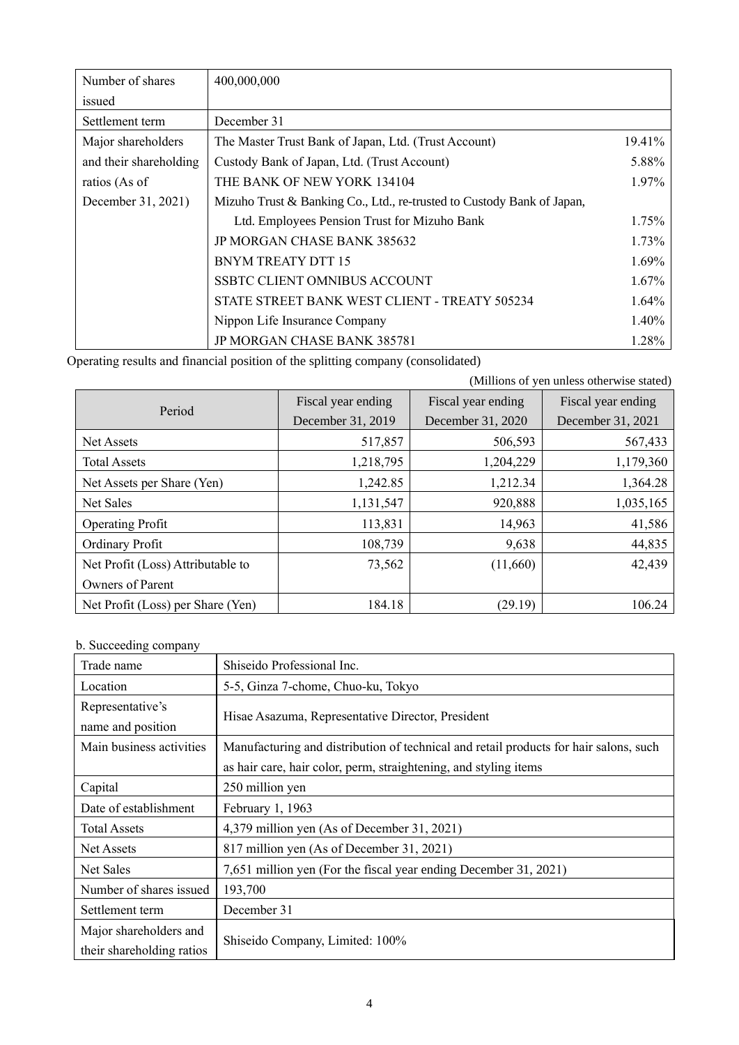| Number of shares issued | 400,000,000 | |
|---|---|---|
| Settlement term | December 31 | |
| Major shareholders and their shareholding ratios (As of December 31, 2021) | The Master Trust Bank of Japan, Ltd. (Trust Account) | 19.41% |
| | Custody Bank of Japan, Ltd. (Trust Account) | 5.88% |
| | THE BANK OF NEW YORK 134104 | 1.97% |
| | Mizuho Trust & Banking Co., Ltd., re-trusted to Custody Bank of Japan, Ltd. Employees Pension Trust for Mizuho Bank | 1.75% |
| | JP MORGAN CHASE BANK 385632 | 1.73% |
| | BNYM TREATY DTT 15 | 1.69% |
| | SSBTC CLIENT OMNIBUS ACCOUNT | 1.67% |
| | STATE STREET BANK WEST CLIENT - TREATY 505234 | 1.64% |
| | Nippon Life Insurance Company | 1.40% |
| | JP MORGAN CHASE BANK 385781 | 1.28% |

Operating results and financial position of the splitting company (consolidated)

(Millions of yen unless otherwise stated)

| Period | Fiscal year ending December 31, 2019 | Fiscal year ending December 31, 2020 | Fiscal year ending December 31, 2021 |
|---|---|---|---|
| Net Assets | 517,857 | 506,593 | 567,433 |
| Total Assets | 1,218,795 | 1,204,229 | 1,179,360 |
| Net Assets per Share (Yen) | 1,242.85 | 1,212.34 | 1,364.28 |
| Net Sales | 1,131,547 | 920,888 | 1,035,165 |
| Operating Profit | 113,831 | 14,963 | 41,586 |
| Ordinary Profit | 108,739 | 9,638 | 44,835 |
| Net Profit (Loss) Attributable to Owners of Parent | 73,562 | (11,660) | 42,439 |
| Net Profit (Loss) per Share (Yen) | 184.18 | (29.19) | 106.24 |

b. Succeeding company

| Trade name | Shiseido Professional Inc. |
|---|---|
| Location | 5-5, Ginza 7-chome, Chuo-ku, Tokyo |
| Representative's name and position | Hisae Asazuma, Representative Director, President |
| Main business activities | Manufacturing and distribution of technical and retail products for hair salons, such as hair care, hair color, perm, straightening, and styling items |
| Capital | 250 million yen |
| Date of establishment | February 1, 1963 |
| Total Assets | 4,379 million yen (As of December 31, 2021) |
| Net Assets | 817 million yen (As of December 31, 2021) |
| Net Sales | 7,651 million yen (For the fiscal year ending December 31, 2021) |
| Number of shares issued | 193,700 |
| Settlement term | December 31 |
| Major shareholders and their shareholding ratios | Shiseido Company, Limited: 100% |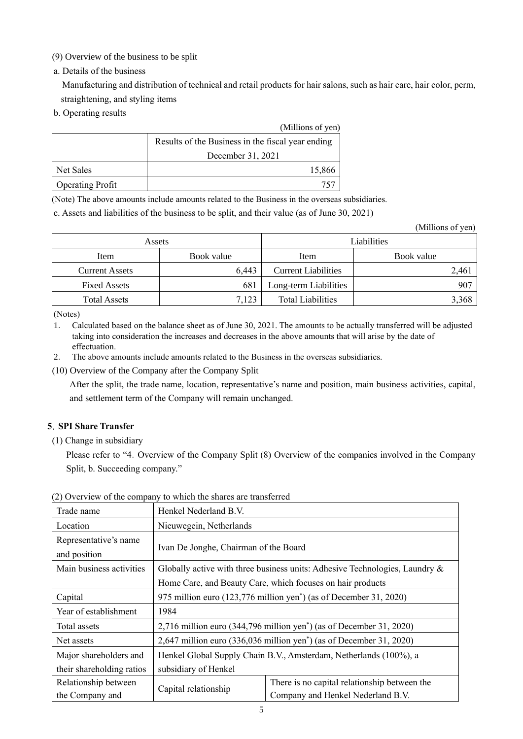(9) Overview of the business to be split

a. Details of the business

Manufacturing and distribution of technical and retail products for hair salons, such as hair care, hair color, perm, straightening, and styling items

b. Operating results

(Millions of yen)

| | Results of the Business in the fiscal year ending December 31, 2021 |
|---|---|
| Net Sales | 15,866 |
| Operating Profit | 757 |

(Note) The above amounts include amounts related to the Business in the overseas subsidiaries.

c. Assets and liabilities of the business to be split, and their value (as of June 30, 2021)

(Millions of yen)

| Assets | | Liabilities | |
|---|---|---|---|
| Item | Book value | Item | Book value |
| Current Assets | 6,443 | Current Liabilities | 2,461 |
| Fixed Assets | 681 | Long-term Liabilities | 907 |
| Total Assets | 7,123 | Total Liabilities | 3,368 |

(Notes)

1. Calculated based on the balance sheet as of June 30, 2021. The amounts to be actually transferred will be adjusted taking into consideration the increases and decreases in the above amounts that will arise by the date of effectuation.
2. The above amounts include amounts related to the Business in the overseas subsidiaries.

(10) Overview of the Company after the Company Split

After the split, the trade name, location, representative's name and position, main business activities, capital, and settlement term of the Company will remain unchanged.

## 5. SPI Share Transfer

(1) Change in subsidiary

Please refer to "4. Overview of the Company Split (8) Overview of the companies involved in the Company Split, b. Succeeding company."

(2) Overview of the company to which the shares are transferred

| Trade name | Henkel Nederland B.V. | |
|---|---|---|
| Location | Nieuwegein, Netherlands | |
| Representative's name and position | Ivan De Jonghe, Chairman of the Board | |
| Main business activities | Globally active with three business units: Adhesive Technologies, Laundry & Home Care, and Beauty Care, which focuses on hair products | |
| Capital | 975 million euro (123,776 million yen*) (as of December 31, 2020) | |
| Year of establishment | 1984 | |
| Total assets | 2,716 million euro (344,796 million yen*) (as of December 31, 2020) | |
| Net assets | 2,647 million euro (336,036 million yen*) (as of December 31, 2020) | |
| Major shareholders and their shareholding ratios | Henkel Global Supply Chain B.V., Amsterdam, Netherlands (100%), a subsidiary of Henkel | |
| Relationship between the Company and | Capital relationship | There is no capital relationship between the Company and Henkel Nederland B.V. |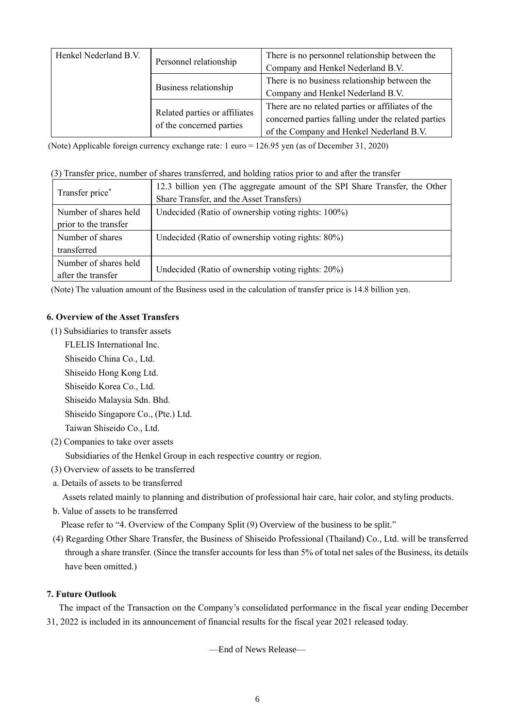| | | |
|---|---|---|
| Henkel Nederland B.V. | Personnel relationship | There is no personnel relationship between the Company and Henkel Nederland B.V. |
| | Business relationship | There is no business relationship between the Company and Henkel Nederland B.V. |
| | Related parties or affiliates of the concerned parties | There are no related parties or affiliates of the concerned parties falling under the related parties of the Company and Henkel Nederland B.V. |

(Note) Applicable foreign currency exchange rate: 1 euro = 126.95 yen (as of December 31, 2020)

(3) Transfer price, number of shares transferred, and holding ratios prior to and after the transfer

| | |
|---|---|
| Transfer price* | 12.3 billion yen (The aggregate amount of the SPI Share Transfer, the Other Share Transfer, and the Asset Transfers) |
| Number of shares held prior to the transfer | Undecided (Ratio of ownership voting rights: 100%) |
| Number of shares transferred | Undecided (Ratio of ownership voting rights: 80%) |
| Number of shares held after the transfer | Undecided (Ratio of ownership voting rights: 20%) |

(Note) The valuation amount of the Business used in the calculation of transfer price is 14.8 billion yen.

**6. Overview of the Asset Transfers**

(1) Subsidiaries to transfer assets

FLELIS International Inc.
Shiseido China Co., Ltd.
Shiseido Hong Kong Ltd.
Shiseido Korea Co., Ltd.
Shiseido Malaysia Sdn. Bhd.
Shiseido Singapore Co., (Pte.) Ltd.
Taiwan Shiseido Co., Ltd.

(2) Companies to take over assets

Subsidiaries of the Henkel Group in each respective country or region.

(3) Overview of assets to be transferred

a. Details of assets to be transferred

Assets related mainly to planning and distribution of professional hair care, hair color, and styling products.

b. Value of assets to be transferred

Please refer to "4. Overview of the Company Split (9) Overview of the business to be split."

(4) Regarding Other Share Transfer, the Business of Shiseido Professional (Thailand) Co., Ltd. will be transferred through a share transfer. (Since the transfer accounts for less than 5% of total net sales of the Business, its details have been omitted.)

**7. Future Outlook**

The impact of the Transaction on the Company's consolidated performance in the fiscal year ending December 31, 2022 is included in its announcement of financial results for the fiscal year 2021 released today.

—End of News Release—